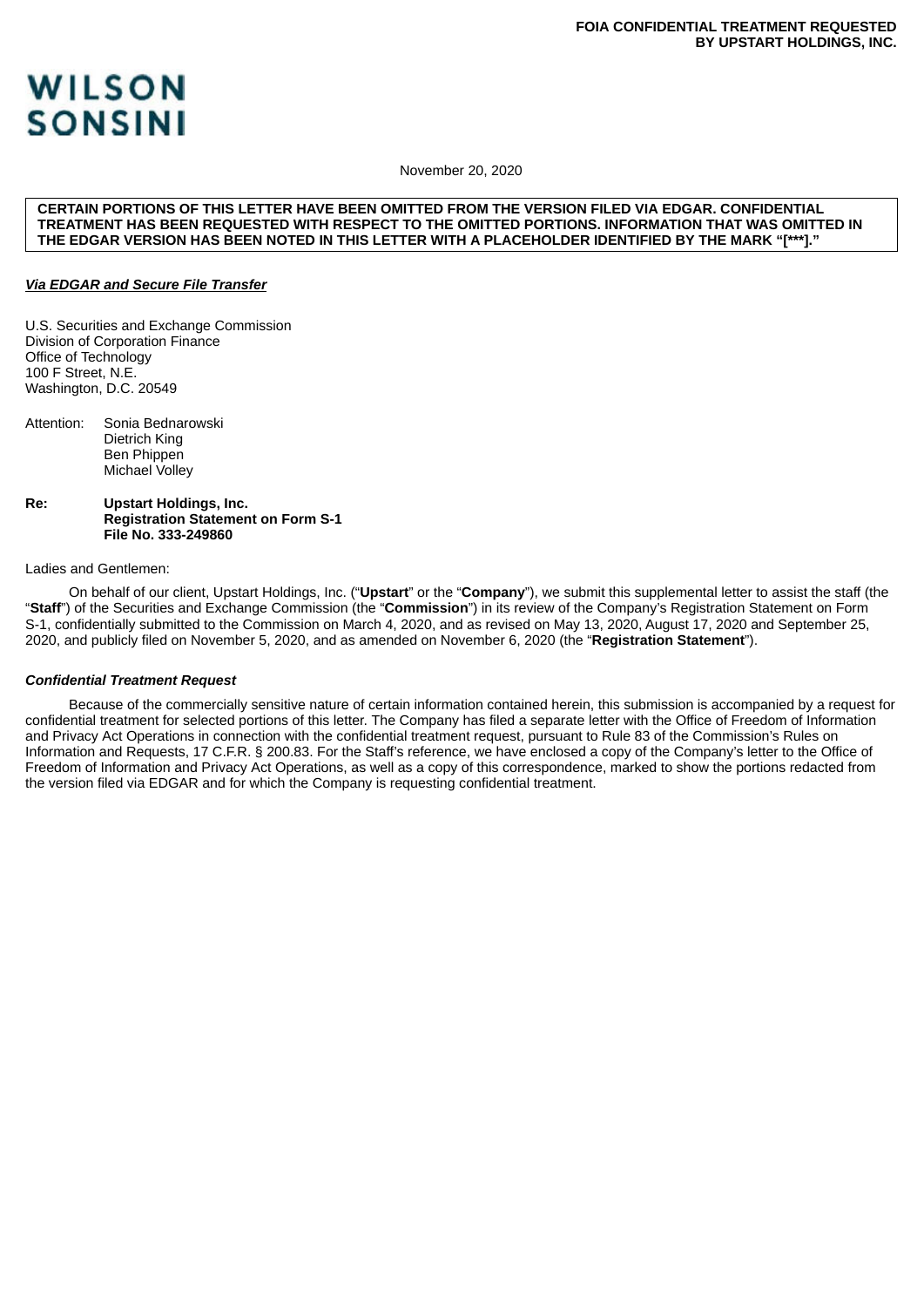**FOIA CONFIDENTIAL TREATMENT REQUESTED BY UPSTART HOLDINGS, INC.**

**WILSON SONSINI**

November 20, 2020

**CERTAIN PORTIONS OF THIS LETTER HAVE BEEN OMITTED FROM THE VERSION FILED VIA EDGAR. CONFIDENTIAL TREATMENT HAS BEEN REQUESTED WITH RESPECT TO THE OMITTED PORTIONS. INFORMATION THAT WAS OMITTED IN THE EDGAR VERSION HAS BEEN NOTED IN THIS LETTER WITH A PLACEHOLDER IDENTIFIED BY THE MARK "[***]."**

***Via EDGAR and Secure File Transfer***

U.S. Securities and Exchange Commission
Division of Corporation Finance
Office of Technology
100 F Street, N.E.
Washington, D.C. 20549

Attention: Sonia Bednarowski
Dietrich King
Ben Phippen
Michael Volley

**Re: Upstart Holdings, Inc.**
**Registration Statement on Form S-1**
**File No. 333-249860**

Ladies and Gentlemen:

On behalf of our client, Upstart Holdings, Inc. ("**Upstart**" or the "**Company**"), we submit this supplemental letter to assist the staff (the "**Staff**") of the Securities and Exchange Commission (the "**Commission**") in its review of the Company's Registration Statement on Form S-1, confidentially submitted to the Commission on March 4, 2020, and as revised on May 13, 2020, August 17, 2020 and September 25, 2020, and publicly filed on November 5, 2020, and as amended on November 6, 2020 (the "**Registration Statement**").

***Confidential Treatment Request***

Because of the commercially sensitive nature of certain information contained herein, this submission is accompanied by a request for confidential treatment for selected portions of this letter. The Company has filed a separate letter with the Office of Freedom of Information and Privacy Act Operations in connection with the confidential treatment request, pursuant to Rule 83 of the Commission's Rules on Information and Requests, 17 C.F.R. § 200.83. For the Staff's reference, we have enclosed a copy of the Company's letter to the Office of Freedom of Information and Privacy Act Operations, as well as a copy of this correspondence, marked to show the portions redacted from the version filed via EDGAR and for which the Company is requesting confidential treatment.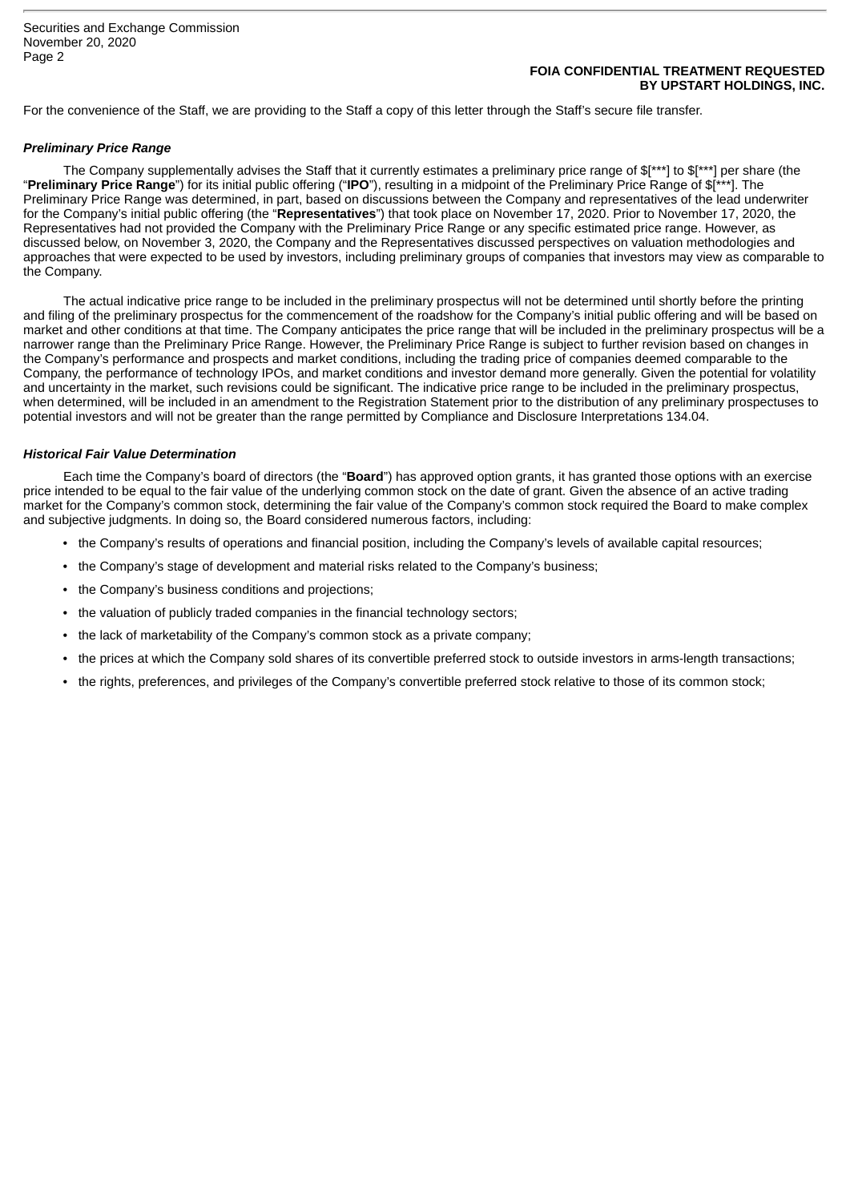For the convenience of the Staff, we are providing to the Staff a copy of this letter through the Staff's secure file transfer.

***Preliminary Price Range***

The Company supplementally advises the Staff that it currently estimates a preliminary price range of $[***] to $[***] per share (the "**Preliminary Price Range**") for its initial public offering ("**IPO**"), resulting in a midpoint of the Preliminary Price Range of $[***]. The Preliminary Price Range was determined, in part, based on discussions between the Company and representatives of the lead underwriter for the Company's initial public offering (the "**Representatives**") that took place on November 17, 2020. Prior to November 17, 2020, the Representatives had not provided the Company with the Preliminary Price Range or any specific estimated price range. However, as discussed below, on November 3, 2020, the Company and the Representatives discussed perspectives on valuation methodologies and approaches that were expected to be used by investors, including preliminary groups of companies that investors may view as comparable to the Company.

The actual indicative price range to be included in the preliminary prospectus will not be determined until shortly before the printing and filing of the preliminary prospectus for the commencement of the roadshow for the Company's initial public offering and will be based on market and other conditions at that time. The Company anticipates the price range that will be included in the preliminary prospectus will be a narrower range than the Preliminary Price Range. However, the Preliminary Price Range is subject to further revision based on changes in the Company's performance and prospects and market conditions, including the trading price of companies deemed comparable to the Company, the performance of technology IPOs, and market conditions and investor demand more generally. Given the potential for volatility and uncertainty in the market, such revisions could be significant. The indicative price range to be included in the preliminary prospectus, when determined, will be included in an amendment to the Registration Statement prior to the distribution of any preliminary prospectuses to potential investors and will not be greater than the range permitted by Compliance and Disclosure Interpretations 134.04.

***Historical Fair Value Determination***

Each time the Company's board of directors (the "**Board**") has approved option grants, it has granted those options with an exercise price intended to be equal to the fair value of the underlying common stock on the date of grant. Given the absence of an active trading market for the Company's common stock, determining the fair value of the Company's common stock required the Board to make complex and subjective judgments. In doing so, the Board considered numerous factors, including:

- the Company's results of operations and financial position, including the Company's levels of available capital resources;
- the Company's stage of development and material risks related to the Company's business;
- the Company's business conditions and projections;
- the valuation of publicly traded companies in the financial technology sectors;
- the lack of marketability of the Company's common stock as a private company;
- the prices at which the Company sold shares of its convertible preferred stock to outside investors in arms-length transactions;
- the rights, preferences, and privileges of the Company's convertible preferred stock relative to those of its common stock;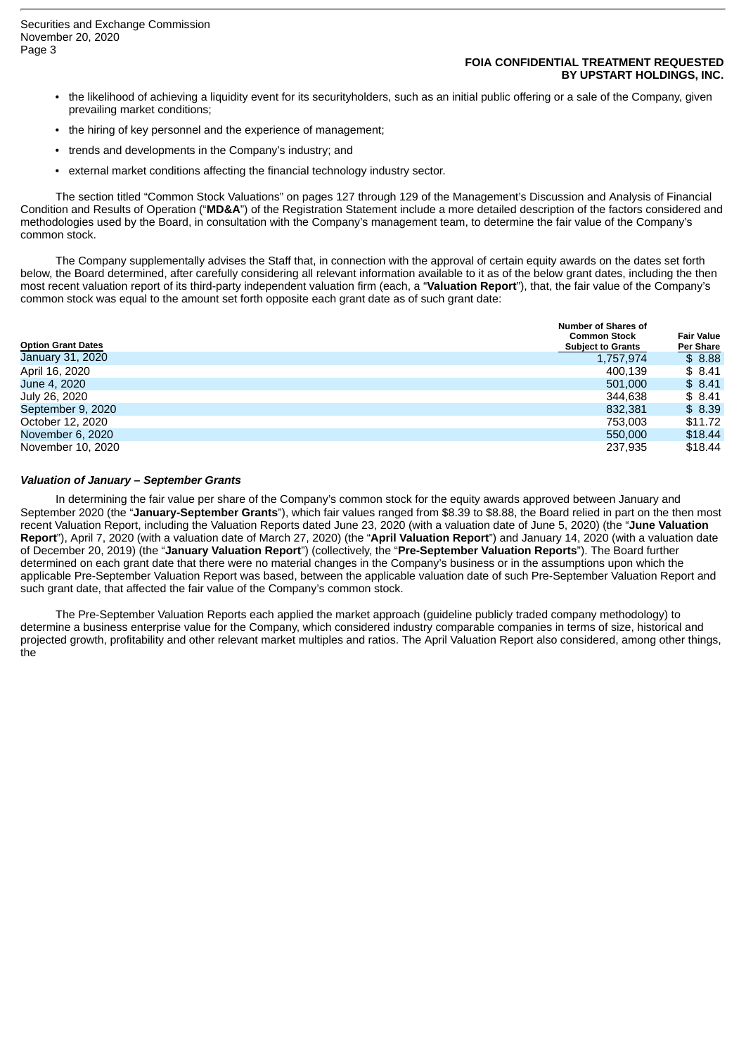**FOIA CONFIDENTIAL TREATMENT REQUESTED BY UPSTART HOLDINGS, INC.**

- the likelihood of achieving a liquidity event for its securityholders, such as an initial public offering or a sale of the Company, given prevailing market conditions;
- the hiring of key personnel and the experience of management;
- trends and developments in the Company's industry; and
- external market conditions affecting the financial technology industry sector.

The section titled "Common Stock Valuations" on pages 127 through 129 of the Management's Discussion and Analysis of Financial Condition and Results of Operation ("**MD&A**") of the Registration Statement include a more detailed description of the factors considered and methodologies used by the Board, in consultation with the Company's management team, to determine the fair value of the Company's common stock.

The Company supplementally advises the Staff that, in connection with the approval of certain equity awards on the dates set forth below, the Board determined, after carefully considering all relevant information available to it as of the below grant dates, including the then most recent valuation report of its third-party independent valuation firm (each, a "**Valuation Report**"), that, the fair value of the Company's common stock was equal to the amount set forth opposite each grant date as of such grant date:

| Option Grant Dates | Number of Shares of Common Stock Subject to Grants | Fair Value Per Share |
|---|---|---|
| January 31, 2020 | 1,757,974 | $ 8.88 |
| April 16, 2020 | 400,139 | $ 8.41 |
| June 4, 2020 | 501,000 | $ 8.41 |
| July 26, 2020 | 344,638 | $ 8.41 |
| September 9, 2020 | 832,381 | $ 8.39 |
| October 12, 2020 | 753,003 | $11.72 |
| November 6, 2020 | 550,000 | $18.44 |
| November 10, 2020 | 237,935 | $18.44 |

***Valuation of January – September Grants***

In determining the fair value per share of the Company's common stock for the equity awards approved between January and September 2020 (the "**January-September Grants**"), which fair values ranged from $8.39 to $8.88, the Board relied in part on the then most recent Valuation Report, including the Valuation Reports dated June 23, 2020 (with a valuation date of June 5, 2020) (the "**June Valuation Report**"), April 7, 2020 (with a valuation date of March 27, 2020) (the "**April Valuation Report**") and January 14, 2020 (with a valuation date of December 20, 2019) (the "**January Valuation Report**") (collectively, the "**Pre-September Valuation Reports**"). The Board further determined on each grant date that there were no material changes in the Company's business or in the assumptions upon which the applicable Pre-September Valuation Report was based, between the applicable valuation date of such Pre-September Valuation Report and such grant date, that affected the fair value of the Company's common stock.

The Pre-September Valuation Reports each applied the market approach (guideline publicly traded company methodology) to determine a business enterprise value for the Company, which considered industry comparable companies in terms of size, historical and projected growth, profitability and other relevant market multiples and ratios. The April Valuation Report also considered, among other things, the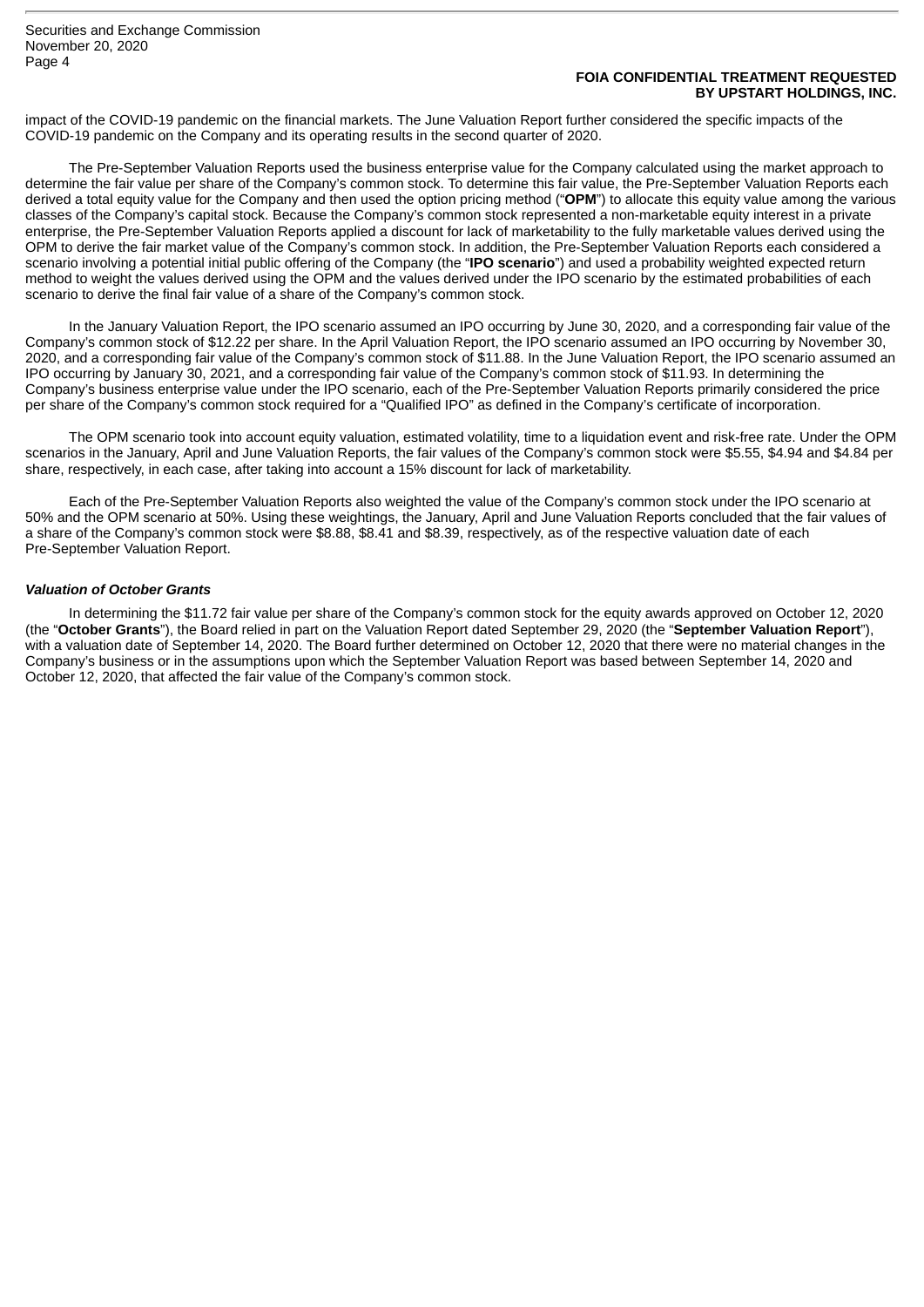impact of the COVID-19 pandemic on the financial markets. The June Valuation Report further considered the specific impacts of the COVID-19 pandemic on the Company and its operating results in the second quarter of 2020.

The Pre-September Valuation Reports used the business enterprise value for the Company calculated using the market approach to determine the fair value per share of the Company's common stock. To determine this fair value, the Pre-September Valuation Reports each derived a total equity value for the Company and then used the option pricing method ("**OPM**") to allocate this equity value among the various classes of the Company's capital stock. Because the Company's common stock represented a non-marketable equity interest in a private enterprise, the Pre-September Valuation Reports applied a discount for lack of marketability to the fully marketable values derived using the OPM to derive the fair market value of the Company's common stock. In addition, the Pre-September Valuation Reports each considered a scenario involving a potential initial public offering of the Company (the "**IPO scenario**") and used a probability weighted expected return method to weight the values derived using the OPM and the values derived under the IPO scenario by the estimated probabilities of each scenario to derive the final fair value of a share of the Company's common stock.

In the January Valuation Report, the IPO scenario assumed an IPO occurring by June 30, 2020, and a corresponding fair value of the Company's common stock of $12.22 per share. In the April Valuation Report, the IPO scenario assumed an IPO occurring by November 30, 2020, and a corresponding fair value of the Company's common stock of $11.88. In the June Valuation Report, the IPO scenario assumed an IPO occurring by January 30, 2021, and a corresponding fair value of the Company's common stock of $11.93. In determining the Company's business enterprise value under the IPO scenario, each of the Pre-September Valuation Reports primarily considered the price per share of the Company's common stock required for a "Qualified IPO" as defined in the Company's certificate of incorporation.

The OPM scenario took into account equity valuation, estimated volatility, time to a liquidation event and risk-free rate. Under the OPM scenarios in the January, April and June Valuation Reports, the fair values of the Company's common stock were $5.55, $4.94 and $4.84 per share, respectively, in each case, after taking into account a 15% discount for lack of marketability.

Each of the Pre-September Valuation Reports also weighted the value of the Company's common stock under the IPO scenario at 50% and the OPM scenario at 50%. Using these weightings, the January, April and June Valuation Reports concluded that the fair values of a share of the Company's common stock were $8.88, $8.41 and $8.39, respectively, as of the respective valuation date of each Pre-September Valuation Report.

***Valuation of October Grants***

In determining the $11.72 fair value per share of the Company's common stock for the equity awards approved on October 12, 2020 (the "**October Grants**"), the Board relied in part on the Valuation Report dated September 29, 2020 (the "**September Valuation Report**"), with a valuation date of September 14, 2020. The Board further determined on October 12, 2020 that there were no material changes in the Company's business or in the assumptions upon which the September Valuation Report was based between September 14, 2020 and October 12, 2020, that affected the fair value of the Company's common stock.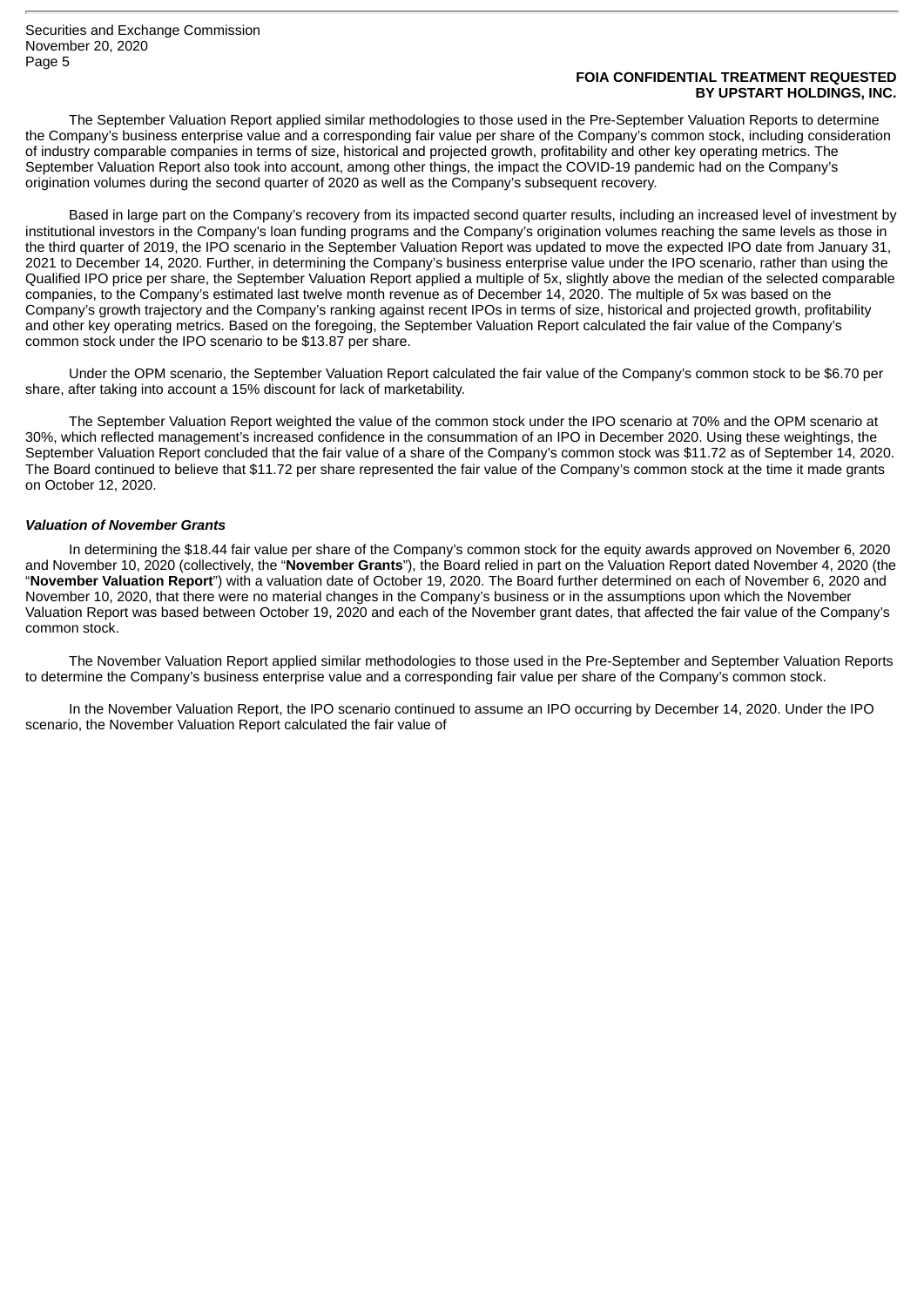The September Valuation Report applied similar methodologies to those used in the Pre-September Valuation Reports to determine the Company's business enterprise value and a corresponding fair value per share of the Company's common stock, including consideration of industry comparable companies in terms of size, historical and projected growth, profitability and other key operating metrics. The September Valuation Report also took into account, among other things, the impact the COVID-19 pandemic had on the Company's origination volumes during the second quarter of 2020 as well as the Company's subsequent recovery.

Based in large part on the Company's recovery from its impacted second quarter results, including an increased level of investment by institutional investors in the Company's loan funding programs and the Company's origination volumes reaching the same levels as those in the third quarter of 2019, the IPO scenario in the September Valuation Report was updated to move the expected IPO date from January 31, 2021 to December 14, 2020. Further, in determining the Company's business enterprise value under the IPO scenario, rather than using the Qualified IPO price per share, the September Valuation Report applied a multiple of 5x, slightly above the median of the selected comparable companies, to the Company's estimated last twelve month revenue as of December 14, 2020. The multiple of 5x was based on the Company's growth trajectory and the Company's ranking against recent IPOs in terms of size, historical and projected growth, profitability and other key operating metrics. Based on the foregoing, the September Valuation Report calculated the fair value of the Company's common stock under the IPO scenario to be $13.87 per share.

Under the OPM scenario, the September Valuation Report calculated the fair value of the Company's common stock to be $6.70 per share, after taking into account a 15% discount for lack of marketability.

The September Valuation Report weighted the value of the common stock under the IPO scenario at 70% and the OPM scenario at 30%, which reflected management's increased confidence in the consummation of an IPO in December 2020. Using these weightings, the September Valuation Report concluded that the fair value of a share of the Company's common stock was $11.72 as of September 14, 2020. The Board continued to believe that $11.72 per share represented the fair value of the Company's common stock at the time it made grants on October 12, 2020.

***Valuation of November Grants***

In determining the $18.44 fair value per share of the Company's common stock for the equity awards approved on November 6, 2020 and November 10, 2020 (collectively, the "**November Grants**"), the Board relied in part on the Valuation Report dated November 4, 2020 (the "**November Valuation Report**") with a valuation date of October 19, 2020. The Board further determined on each of November 6, 2020 and November 10, 2020, that there were no material changes in the Company's business or in the assumptions upon which the November Valuation Report was based between October 19, 2020 and each of the November grant dates, that affected the fair value of the Company's common stock.

The November Valuation Report applied similar methodologies to those used in the Pre-September and September Valuation Reports to determine the Company's business enterprise value and a corresponding fair value per share of the Company's common stock.

In the November Valuation Report, the IPO scenario continued to assume an IPO occurring by December 14, 2020. Under the IPO scenario, the November Valuation Report calculated the fair value of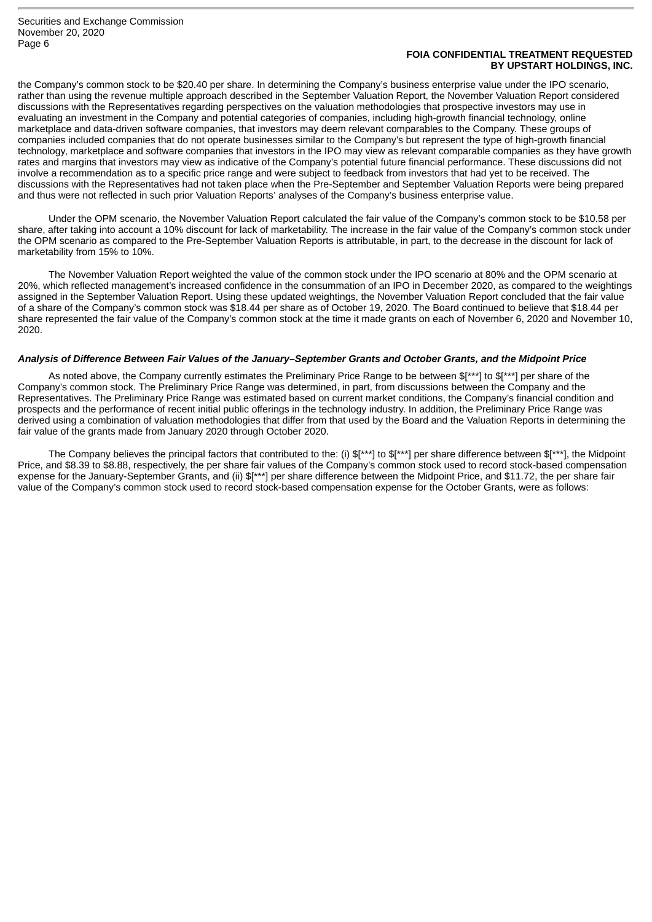the Company's common stock to be $20.40 per share. In determining the Company's business enterprise value under the IPO scenario, rather than using the revenue multiple approach described in the September Valuation Report, the November Valuation Report considered discussions with the Representatives regarding perspectives on the valuation methodologies that prospective investors may use in evaluating an investment in the Company and potential categories of companies, including high-growth financial technology, online marketplace and data-driven software companies, that investors may deem relevant comparables to the Company. These groups of companies included companies that do not operate businesses similar to the Company's but represent the type of high-growth financial technology, marketplace and software companies that investors in the IPO may view as relevant comparable companies as they have growth rates and margins that investors may view as indicative of the Company's potential future financial performance. These discussions did not involve a recommendation as to a specific price range and were subject to feedback from investors that had yet to be received. The discussions with the Representatives had not taken place when the Pre-September and September Valuation Reports were being prepared and thus were not reflected in such prior Valuation Reports' analyses of the Company's business enterprise value.

Under the OPM scenario, the November Valuation Report calculated the fair value of the Company's common stock to be $10.58 per share, after taking into account a 10% discount for lack of marketability. The increase in the fair value of the Company's common stock under the OPM scenario as compared to the Pre-September Valuation Reports is attributable, in part, to the decrease in the discount for lack of marketability from 15% to 10%.

The November Valuation Report weighted the value of the common stock under the IPO scenario at 80% and the OPM scenario at 20%, which reflected management's increased confidence in the consummation of an IPO in December 2020, as compared to the weightings assigned in the September Valuation Report. Using these updated weightings, the November Valuation Report concluded that the fair value of a share of the Company's common stock was $18.44 per share as of October 19, 2020. The Board continued to believe that $18.44 per share represented the fair value of the Company's common stock at the time it made grants on each of November 6, 2020 and November 10, 2020.

***Analysis of Difference Between Fair Values of the January–September Grants and October Grants, and the Midpoint Price***

As noted above, the Company currently estimates the Preliminary Price Range to be between $[***] to $[***] per share of the Company's common stock. The Preliminary Price Range was determined, in part, from discussions between the Company and the Representatives. The Preliminary Price Range was estimated based on current market conditions, the Company's financial condition and prospects and the performance of recent initial public offerings in the technology industry. In addition, the Preliminary Price Range was derived using a combination of valuation methodologies that differ from that used by the Board and the Valuation Reports in determining the fair value of the grants made from January 2020 through October 2020.

The Company believes the principal factors that contributed to the: (i) $[***] to $[***] per share difference between $[***], the Midpoint Price, and $8.39 to $8.88, respectively, the per share fair values of the Company's common stock used to record stock-based compensation expense for the January-September Grants, and (ii) $[***] per share difference between the Midpoint Price, and $11.72, the per share fair value of the Company's common stock used to record stock-based compensation expense for the October Grants, were as follows: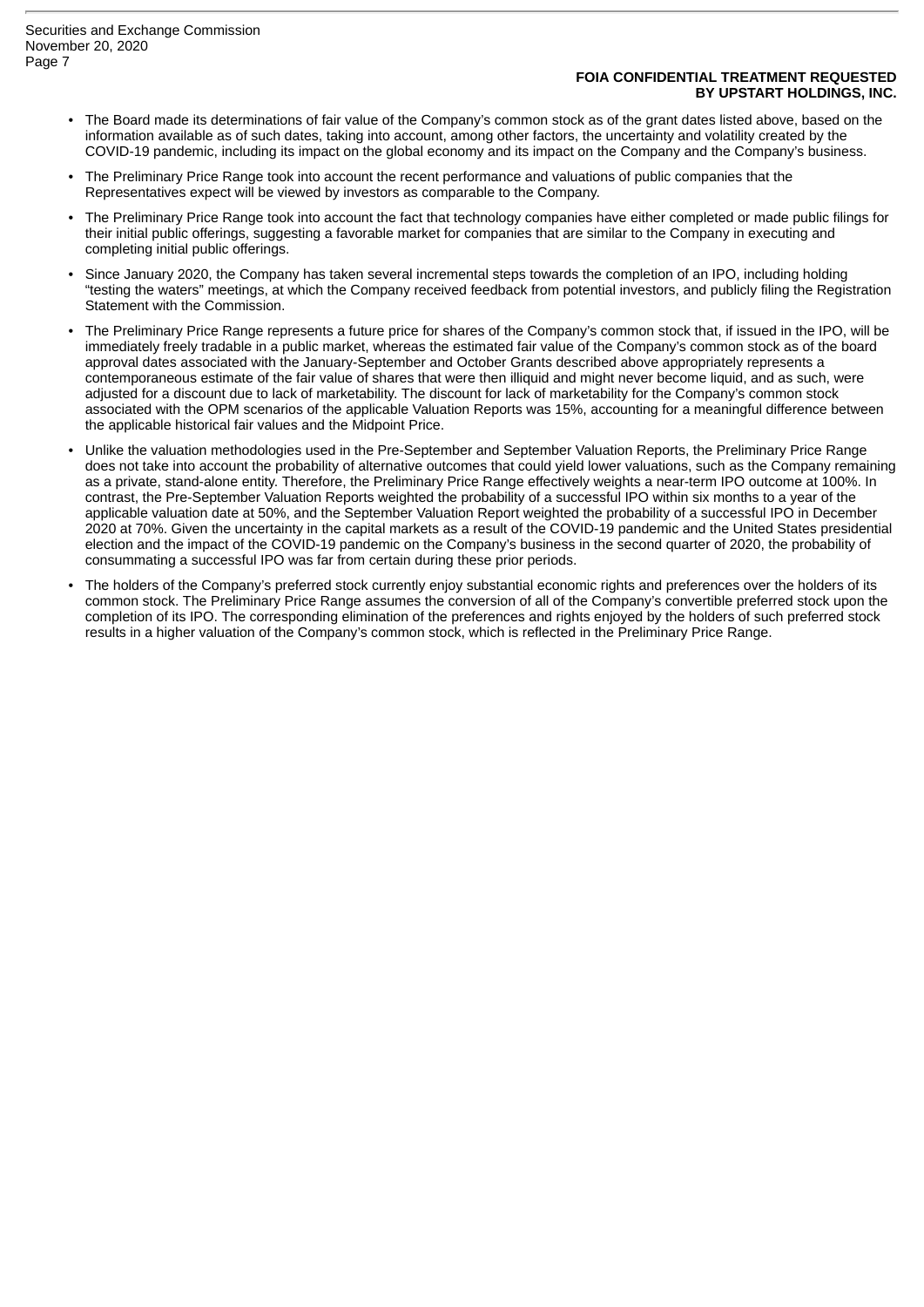**FOIA CONFIDENTIAL TREATMENT REQUESTED BY UPSTART HOLDINGS, INC.**

- The Board made its determinations of fair value of the Company's common stock as of the grant dates listed above, based on the information available as of such dates, taking into account, among other factors, the uncertainty and volatility created by the COVID-19 pandemic, including its impact on the global economy and its impact on the Company and the Company's business.
- The Preliminary Price Range took into account the recent performance and valuations of public companies that the Representatives expect will be viewed by investors as comparable to the Company.
- The Preliminary Price Range took into account the fact that technology companies have either completed or made public filings for their initial public offerings, suggesting a favorable market for companies that are similar to the Company in executing and completing initial public offerings.
- Since January 2020, the Company has taken several incremental steps towards the completion of an IPO, including holding "testing the waters" meetings, at which the Company received feedback from potential investors, and publicly filing the Registration Statement with the Commission.
- The Preliminary Price Range represents a future price for shares of the Company's common stock that, if issued in the IPO, will be immediately freely tradable in a public market, whereas the estimated fair value of the Company's common stock as of the board approval dates associated with the January-September and October Grants described above appropriately represents a contemporaneous estimate of the fair value of shares that were then illiquid and might never become liquid, and as such, were adjusted for a discount due to lack of marketability. The discount for lack of marketability for the Company's common stock associated with the OPM scenarios of the applicable Valuation Reports was 15%, accounting for a meaningful difference between the applicable historical fair values and the Midpoint Price.
- Unlike the valuation methodologies used in the Pre-September and September Valuation Reports, the Preliminary Price Range does not take into account the probability of alternative outcomes that could yield lower valuations, such as the Company remaining as a private, stand-alone entity. Therefore, the Preliminary Price Range effectively weights a near-term IPO outcome at 100%. In contrast, the Pre-September Valuation Reports weighted the probability of a successful IPO within six months to a year of the applicable valuation date at 50%, and the September Valuation Report weighted the probability of a successful IPO in December 2020 at 70%. Given the uncertainty in the capital markets as a result of the COVID-19 pandemic and the United States presidential election and the impact of the COVID-19 pandemic on the Company's business in the second quarter of 2020, the probability of consummating a successful IPO was far from certain during these prior periods.
- The holders of the Company's preferred stock currently enjoy substantial economic rights and preferences over the holders of its common stock. The Preliminary Price Range assumes the conversion of all of the Company's convertible preferred stock upon the completion of its IPO. The corresponding elimination of the preferences and rights enjoyed by the holders of such preferred stock results in a higher valuation of the Company's common stock, which is reflected in the Preliminary Price Range.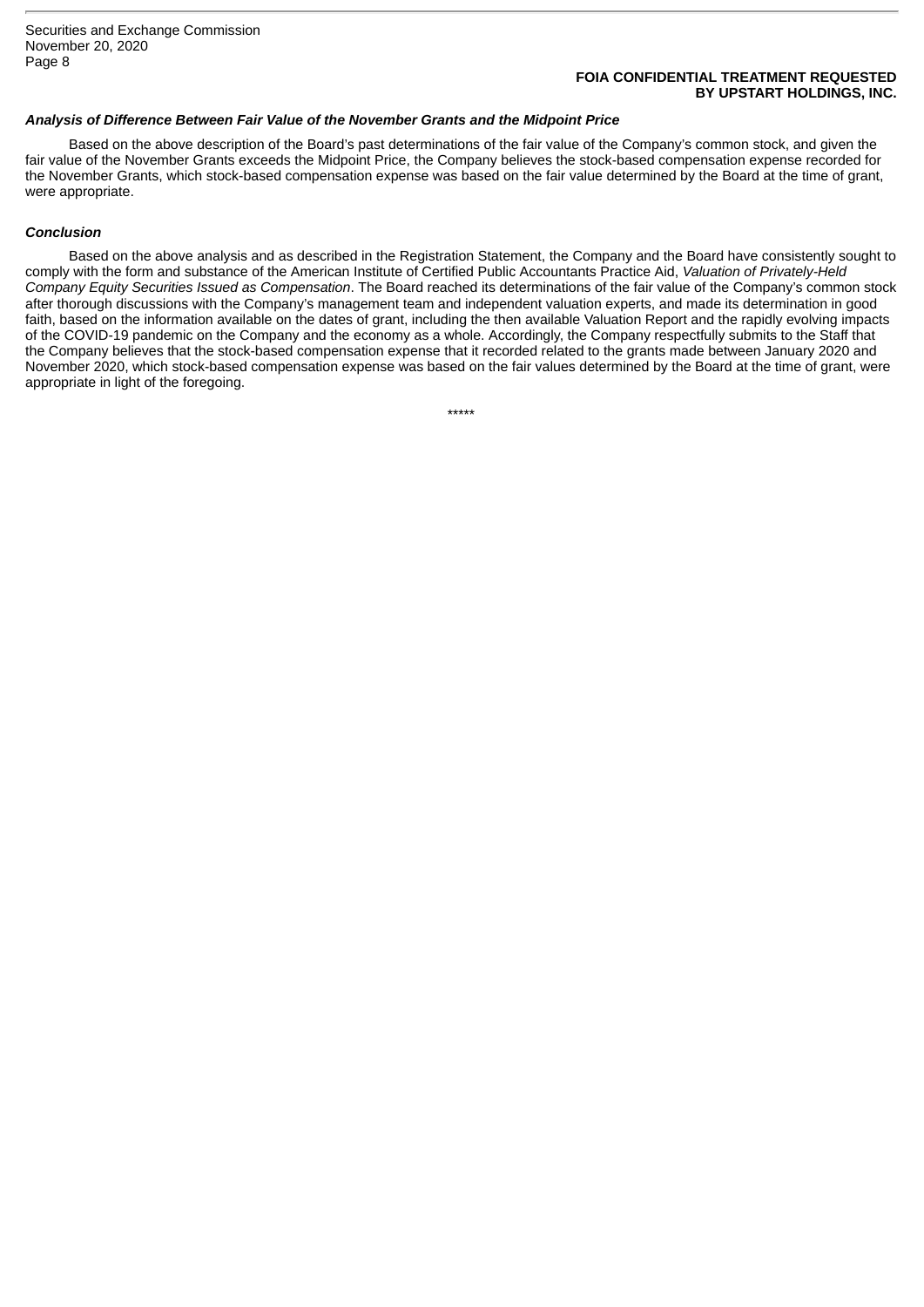***Analysis of Difference Between Fair Value of the November Grants and the Midpoint Price***

Based on the above description of the Board's past determinations of the fair value of the Company's common stock, and given the fair value of the November Grants exceeds the Midpoint Price, the Company believes the stock-based compensation expense recorded for the November Grants, which stock-based compensation expense was based on the fair value determined by the Board at the time of grant, were appropriate.

***Conclusion***

Based on the above analysis and as described in the Registration Statement, the Company and the Board have consistently sought to comply with the form and substance of the American Institute of Certified Public Accountants Practice Aid, *Valuation of Privately-Held Company Equity Securities Issued as Compensation*. The Board reached its determinations of the fair value of the Company's common stock after thorough discussions with the Company's management team and independent valuation experts, and made its determination in good faith, based on the information available on the dates of grant, including the then available Valuation Report and the rapidly evolving impacts of the COVID-19 pandemic on the Company and the economy as a whole. Accordingly, the Company respectfully submits to the Staff that the Company believes that the stock-based compensation expense that it recorded related to the grants made between January 2020 and November 2020, which stock-based compensation expense was based on the fair values determined by the Board at the time of grant, were appropriate in light of the foregoing.

*****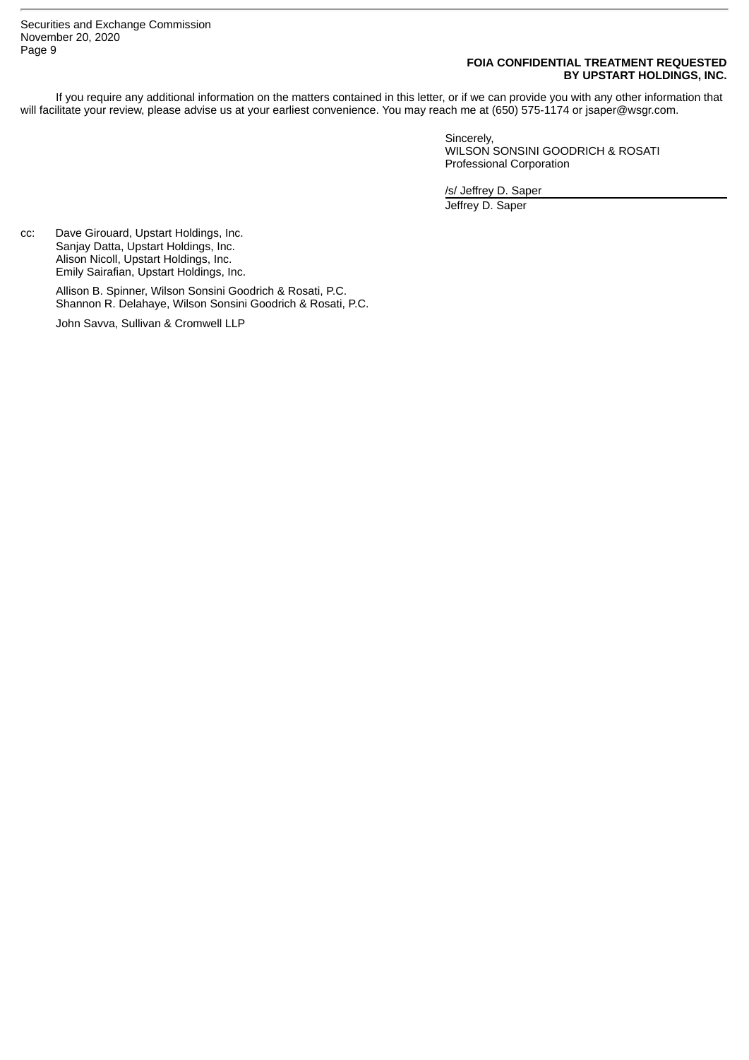**FOIA CONFIDENTIAL TREATMENT REQUESTED BY UPSTART HOLDINGS, INC.**

If you require any additional information on the matters contained in this letter, or if we can provide you with any other information that will facilitate your review, please advise us at your earliest convenience. You may reach me at (650) 575-1174 or jsaper@wsgr.com.

Sincerely,
WILSON SONSINI GOODRICH & ROSATI
Professional Corporation

/s/ Jeffrey D. Saper
Jeffrey D. Saper

cc: Dave Girouard, Upstart Holdings, Inc.
Sanjay Datta, Upstart Holdings, Inc.
Alison Nicoll, Upstart Holdings, Inc.
Emily Sairafian, Upstart Holdings, Inc.

Allison B. Spinner, Wilson Sonsini Goodrich & Rosati, P.C.
Shannon R. Delahaye, Wilson Sonsini Goodrich & Rosati, P.C.

John Savva, Sullivan & Cromwell LLP